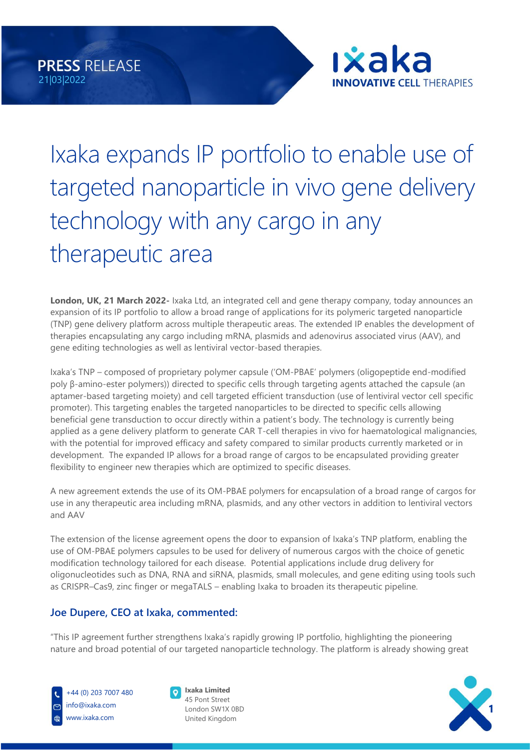**PRESS RELEASE**
21|03|2022

# Ixaka expands IP portfolio to enable use of targeted nanoparticle in vivo gene delivery technology with any cargo in any therapeutic area

**London, UK, 21 March 2022-** Ixaka Ltd, an integrated cell and gene therapy company, today announces an expansion of its IP portfolio to allow a broad range of applications for its polymeric targeted nanoparticle (TNP) gene delivery platform across multiple therapeutic areas. The extended IP enables the development of therapies encapsulating any cargo including mRNA, plasmids and adenovirus associated virus (AAV), and gene editing technologies as well as lentiviral vector-based therapies.

Ixaka's TNP – composed of proprietary polymer capsule ('OM-PBAE' polymers (oligopeptide end-modified poly β-amino-ester polymers)) directed to specific cells through targeting agents attached the capsule (an aptamer-based targeting moiety) and cell targeted efficient transduction (use of lentiviral vector cell specific promoter). This targeting enables the targeted nanoparticles to be directed to specific cells allowing beneficial gene transduction to occur directly within a patient's body. The technology is currently being applied as a gene delivery platform to generate CAR T-cell therapies in vivo for haematological malignancies, with the potential for improved efficacy and safety compared to similar products currently marketed or in development. The expanded IP allows for a broad range of cargos to be encapsulated providing greater flexibility to engineer new therapies which are optimized to specific diseases.

A new agreement extends the use of its OM-PBAE polymers for encapsulation of a broad range of cargos for use in any therapeutic area including mRNA, plasmids, and any other vectors in addition to lentiviral vectors and AAV

The extension of the license agreement opens the door to expansion of Ixaka's TNP platform, enabling the use of OM-PBAE polymers capsules to be used for delivery of numerous cargos with the choice of genetic modification technology tailored for each disease. Potential applications include drug delivery for oligonucleotides such as DNA, RNA and siRNA, plasmids, small molecules, and gene editing using tools such as CRISPR–Cas9, zinc finger or megaTALS – enabling Ixaka to broaden its therapeutic pipeline.

### Joe Dupere, CEO at Ixaka, commented:

"This IP agreement further strengthens Ixaka's rapidly growing IP portfolio, highlighting the pioneering nature and broad potential of our targeted nanoparticle technology. The platform is already showing great

+44 (0) 203 7007 480
info@ixaka.com
www.ixaka.com

**Ixaka Limited**
45 Pont Street
London SW1X 0BD
United Kingdom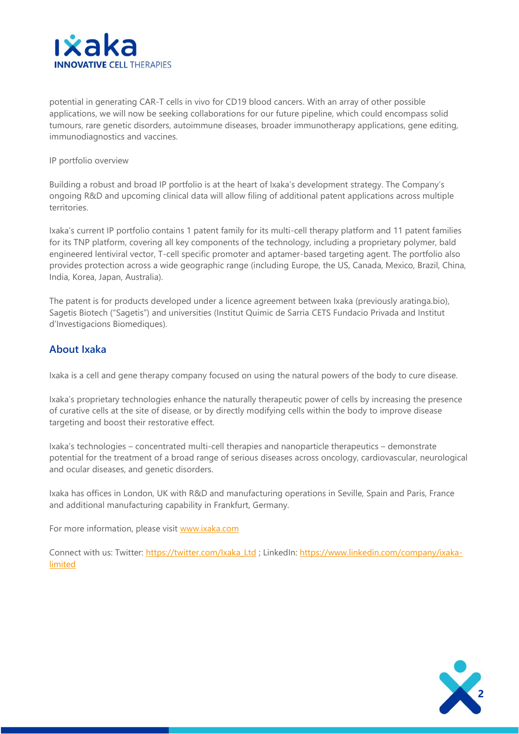potential in generating CAR-T cells in vivo for CD19 blood cancers. With an array of other possible applications, we will now be seeking collaborations for our future pipeline, which could encompass solid tumours, rare genetic disorders, autoimmune diseases, broader immunotherapy applications, gene editing, immunodiagnostics and vaccines.

IP portfolio overview

Building a robust and broad IP portfolio is at the heart of Ixaka's development strategy. The Company's ongoing R&D and upcoming clinical data will allow filing of additional patent applications across multiple territories.

Ixaka's current IP portfolio contains 1 patent family for its multi-cell therapy platform and 11 patent families for its TNP platform, covering all key components of the technology, including a proprietary polymer, bald engineered lentiviral vector, T-cell specific promoter and aptamer-based targeting agent. The portfolio also provides protection across a wide geographic range (including Europe, the US, Canada, Mexico, Brazil, China, India, Korea, Japan, Australia).

The patent is for products developed under a licence agreement between Ixaka (previously aratinga.bio), Sagetis Biotech ("Sagetis") and universities (Institut Quimic de Sarria CETS Fundacio Privada and Institut d'Investigacions Biomediques).

## About Ixaka

Ixaka is a cell and gene therapy company focused on using the natural powers of the body to cure disease.

Ixaka's proprietary technologies enhance the naturally therapeutic power of cells by increasing the presence of curative cells at the site of disease, or by directly modifying cells within the body to improve disease targeting and boost their restorative effect.

Ixaka's technologies – concentrated multi-cell therapies and nanoparticle therapeutics – demonstrate potential for the treatment of a broad range of serious diseases across oncology, cardiovascular, neurological and ocular diseases, and genetic disorders.

Ixaka has offices in London, UK with R&D and manufacturing operations in Seville, Spain and Paris, France and additional manufacturing capability in Frankfurt, Germany.

For more information, please visit [www.ixaka.com](www.ixaka.com)

Connect with us: Twitter: [https://twitter.com/Ixaka_Ltd](https://twitter.com/Ixaka_Ltd) ; LinkedIn: [https://www.linkedin.com/company/ixaka-limited](https://www.linkedin.com/company/ixaka-limited)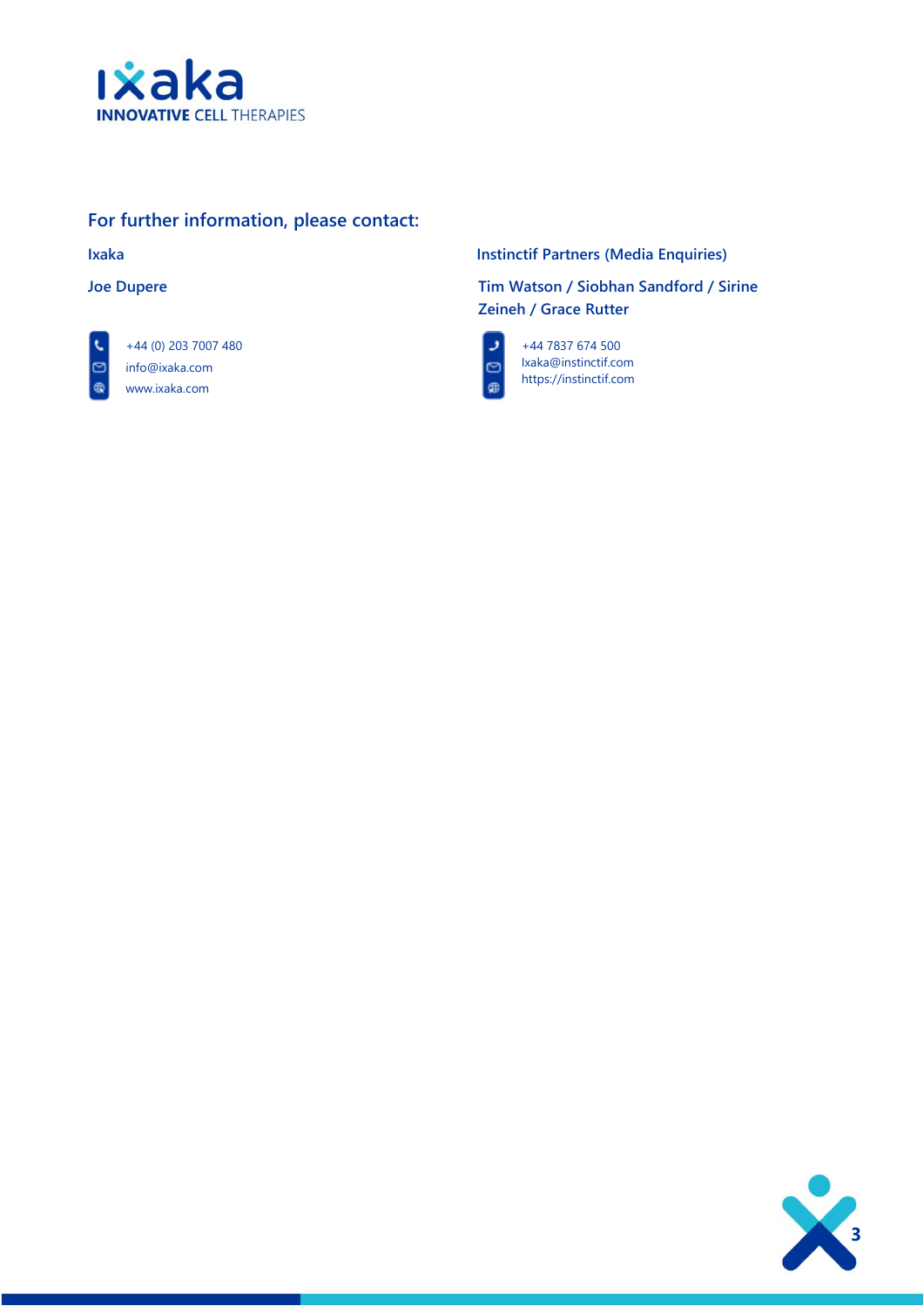## For further information, please contact:

**Ixaka**

**Joe Dupere**

+44 (0) 203 7007 480
info@ixaka.com
www.ixaka.com

**Instinctif Partners (Media Enquiries)**

**Tim Watson / Siobhan Sandford / Sirine Zeineh / Grace Rutter**

+44 7837 674 500
Ixaka@instinctif.com
https://instinctif.com